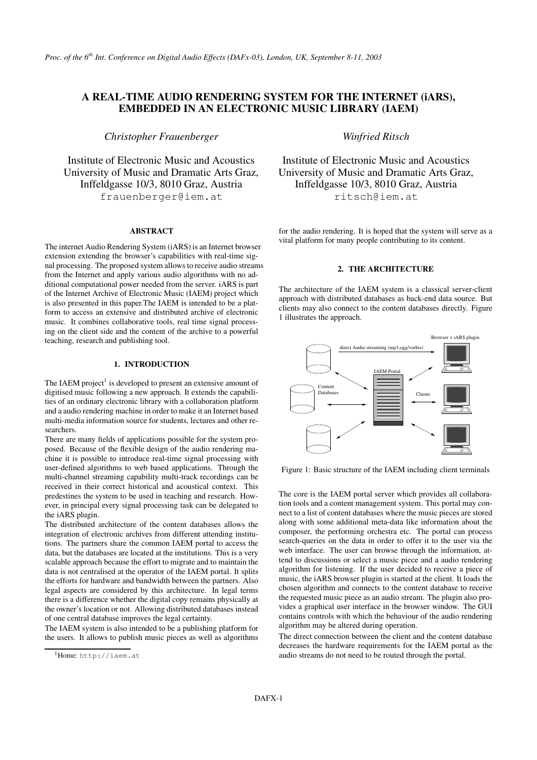# A REAL-TIME AUDIO RENDERING SYSTEM FOR THE INTERNET (iARS), EMBEDDED IN AN ELECTRONIC MUSIC LIBRARY (IAEM)

*Christopher Frauenberger*

Institute of Electronic Music and Acoustics
University of Music and Dramatic Arts Graz,
Inffeldgasse 10/3, 8010 Graz, Austria
frauenberger@iem.at

*Winfried Ritsch*

Institute of Electronic Music and Acoustics
University of Music and Dramatic Arts Graz,
Inffeldgasse 10/3, 8010 Graz, Austria
ritsch@iem.at

### ABSTRACT

The internet Audio Rendering System (iARS) is an Internet browser extension extending the browser's capabilities with real-time signal processing. The proposed system allows to receive audio streams from the Internet and apply various audio algorithms with no additional computational power needed from the server. iARS is part of the Internet Archive of Electronic Music (IAEM) project which is also presented in this paper.The IAEM is intended to be a platform to access an extensive and distributed archive of electronic music. It combines collaborative tools, real time signal processing on the client side and the content of the archive to a powerful teaching, research and publishing tool.

## 1. INTRODUCTION

The IAEM project[1] is developed to present an extensive amount of digitised music following a new approach. It extends the capabilities of an ordinary electronic library with a collaboration platform and a audio rendering machine in order to make it an Internet based multi-media information source for students, lectures and other researchers.

There are many fields of applications possible for the system proposed. Because of the flexible design of the audio rendering machine it is possible to introduce real-time signal processing with user-defined algorithms to web based applications. Through the multi-channel streaming capability multi-track recordings can be received in their correct historical and acoustical context. This predestines the system to be used in teaching and research. However, in principal every signal processing task can be delegated to the iARS plugin.

The distributed architecture of the content databases allows the integration of electronic archives from different attending institutions. The partners share the common IAEM portal to access the data, but the databases are located at the institutions. This is a very scalable approach because the effort to migrate and to maintain the data is not centralised at the operator of the IAEM portal. It splits the efforts for hardware and bandwidth between the partners. Also legal aspects are considered by this architecture. In legal terms there is a difference whether the digital copy remains physically at the owner's location or not. Allowing distributed databases instead of one central database improves the legal certainty.

The IAEM system is also intended to be a publishing platform for the users. It allows to publish music pieces as well as algorithms for the audio rendering. It is hoped that the system will serve as a vital platform for many people contributing to its content.

[1] Home: http://iaem.at

## 2. THE ARCHITECTURE

The architecture of the IAEM system is a classical server-client approach with distributed databases as back-end data source. But clients may also connect to the content databases directly. Figure 1 illustrates the approach.

Figure 1: Basic structure of the IAEM including client terminals

The core is the IAEM portal server which provides all collaboration tools and a content management system. This portal may connect to a list of content databases where the music pieces are stored along with some additional meta-data like information about the composer, the performing orchestra etc. The portal can process search-queries on the data in order to offer it to the user via the web interface. The user can browse through the information, attend to discussions or select a music piece and a audio rendering algorithm for listening. If the user decided to receive a piece of music, the iARS browser plugin is started at the client. It loads the chosen algorithm and connects to the content database to receive the requested music piece as an audio stream. The plugin also provides a graphical user interface in the browser window. The GUI contains controls with which the behaviour of the audio rendering algorithm may be altered during operation.

The direct connection between the client and the content database decreases the hardware requirements for the IAEM portal as the audio streams do not need to be routed through the portal.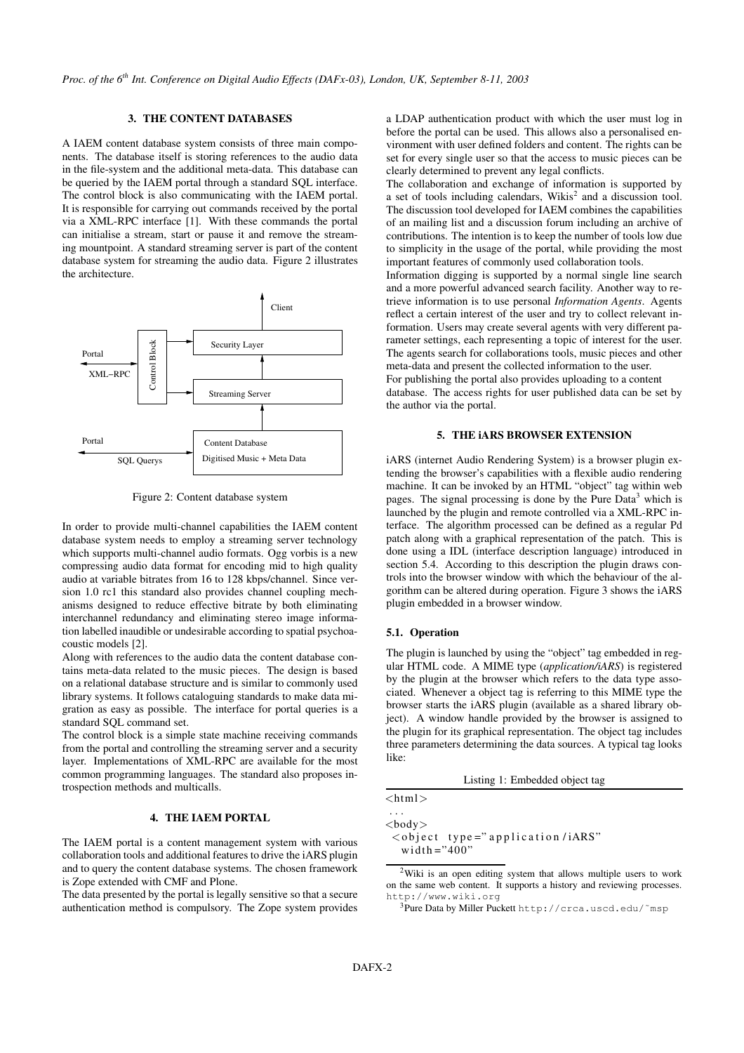## 3. THE CONTENT DATABASES

A IAEM content database system consists of three main components. The database itself is storing references to the audio data in the file-system and the additional meta-data. This database can be queried by the IAEM portal through a standard SQL interface. The control block is also communicating with the IAEM portal. It is responsible for carrying out commands received by the portal via a XML-RPC interface [1]. With these commands the portal can initialise a stream, start or pause it and remove the streaming mountpoint. A standard streaming server is part of the content database system for streaming the audio data. Figure 2 illustrates the architecture.

Figure 2: Content database system

In order to provide multi-channel capabilities the IAEM content database system needs to employ a streaming server technology which supports multi-channel audio formats. Ogg vorbis is a new compressing audio data format for encoding mid to high quality audio at variable bitrates from 16 to 128 kbps/channel. Since version 1.0 rc1 this standard also provides channel coupling mechanisms designed to reduce effective bitrate by both eliminating interchannel redundancy and eliminating stereo image information labelled inaudible or undesirable according to spatial psychoacoustic models [2].

Along with references to the audio data the content database contains meta-data related to the music pieces. The design is based on a relational database structure and is similar to commonly used library systems. It follows cataloguing standards to make data migration as easy as possible. The interface for portal queries is a standard SQL command set.

The control block is a simple state machine receiving commands from the portal and controlling the streaming server and a security layer. Implementations of XML-RPC are available for the most common programming languages. The standard also proposes introspection methods and multicalls.

## 4. THE IAEM PORTAL

The IAEM portal is a content management system with various collaboration tools and additional features to drive the iARS plugin and to query the content database systems. The chosen framework is Zope extended with CMF and Plone.

The data presented by the portal is legally sensitive so that a secure authentication method is compulsory. The Zope system provides a LDAP authentication product with which the user must log in before the portal can be used. This allows also a personalised environment with user defined folders and content. The rights can be set for every single user so that the access to music pieces can be clearly determined to prevent any legal conflicts.

The collaboration and exchange of information is supported by a set of tools including calendars, Wikis[2] and a discussion tool. The discussion tool developed for IAEM combines the capabilities of an mailing list and a discussion forum including an archive of contributions. The intention is to keep the number of tools low due to simplicity in the usage of the portal, while providing the most important features of commonly used collaboration tools.

Information digging is supported by a normal single line search and a more powerful advanced search facility. Another way to retrieve information is to use personal *Information Agents*. Agents reflect a certain interest of the user and try to collect relevant information. Users may create several agents with very different parameter settings, each representing a topic of interest for the user. The agents search for collaborations tools, music pieces and other meta-data and present the collected information to the user.

For publishing the portal also provides uploading to a content database. The access rights for user published data can be set by the author via the portal.

## 5. THE iARS BROWSER EXTENSION

iARS (internet Audio Rendering System) is a browser plugin extending the browser's capabilities with a flexible audio rendering machine. It can be invoked by an HTML "object" tag within web pages. The signal processing is done by the Pure Data[3] which is launched by the plugin and remote controlled via a XML-RPC interface. The algorithm processed can be defined as a regular Pd patch along with a graphical representation of the patch. This is done using a IDL (interface description language) introduced in section 5.4. According to this description the plugin draws controls into the browser window with which the behaviour of the algorithm can be altered during operation. Figure 3 shows the iARS plugin embedded in a browser window.

### 5.1. Operation

The plugin is launched by using the "object" tag embedded in regular HTML code. A MIME type (*application/iARS*) is registered by the plugin at the browser which refers to the data type associated. Whenever a object tag is referring to this MIME type the browser starts the iARS plugin (available as a shared library object). A window handle provided by the browser is assigned to the plugin for its graphical representation. The object tag includes three parameters determining the data sources. A typical tag looks like:

Listing 1: Embedded object tag

```
<html>
...
<body>
 <object type="application/iARS"
   width="400"
```

[2]Wiki is an open editing system that allows multiple users to work on the same web content. It supports a history and reviewing processes. http://www.wiki.org

[3]Pure Data by Miller Puckett http://crca.uscd.edu/˜msp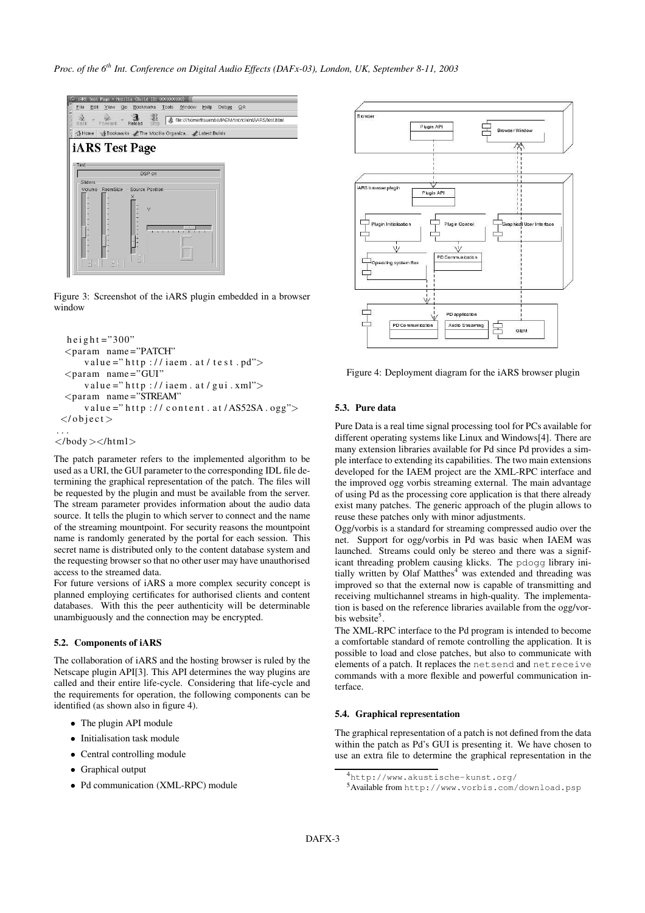Figure 3: Screenshot of the iARS plugin embedded in a browser window

```
  height="300"
  <param name="PATCH"
      value="http://iaem.at/test.pd">
  <param name="GUI"
      value="http://iaem.at/gui.xml">
  <param name="STREAM"
      value="http://content.at/AS52SA.ogg">
 </object>
...
</body></html>
```

The patch parameter refers to the implemented algorithm to be used as a URI, the GUI parameter to the corresponding IDL file determining the graphical representation of the patch. The files will be requested by the plugin and must be available from the server. The stream parameter provides information about the audio data source. It tells the plugin to which server to connect and the name of the streaming mountpoint. For security reasons the mountpoint name is randomly generated by the portal for each session. This secret name is distributed only to the content database system and the requesting browser so that no other user may have unauthorised access to the streamed data.

For future versions of iARS a more complex security concept is planned employing certificates for authorised clients and content databases. With this the peer authenticity will be determinable unambiguously and the connection may be encrypted.

### 5.2. Components of iARS

The collaboration of iARS and the hosting browser is ruled by the Netscape plugin API[3]. This API determines the way plugins are called and their entire life-cycle. Considering that life-cycle and the requirements for operation, the following components can be identified (as shown also in figure 4).

- The plugin API module
- Initialisation task module
- Central controlling module
- Graphical output
- Pd communication (XML-RPC) module

Figure 4: Deployment diagram for the iARS browser plugin

### 5.3. Pure data

Pure Data is a real time signal processing tool for PCs available for different operating systems like Linux and Windows[4]. There are many extension libraries available for Pd since Pd provides a simple interface to extending its capabilities. The two main extensions developed for the IAEM project are the XML-RPC interface and the improved ogg vorbis streaming external. The main advantage of using Pd as the processing core application is that there already exist many patches. The generic approach of the plugin allows to reuse these patches only with minor adjustments.

Ogg/vorbis is a standard for streaming compressed audio over the net. Support for ogg/vorbis in Pd was basic when IAEM was launched. Streams could only be stereo and there was a significant threading problem causing klicks. The `pdogg` library initially written by Olaf Matthes[4] was extended and threading was improved so that the external now is capable of transmitting and receiving multichannel streams in high-quality. The implementation is based on the reference libraries available from the ogg/vorbis website[5].

The XML-RPC interface to the Pd program is intended to become a comfortable standard of remote controlling the application. It is possible to load and close patches, but also to communicate with elements of a patch. It replaces the `netsend` and `netreceive` commands with a more flexible and powerful communication interface.

### 5.4. Graphical representation

The graphical representation of a patch is not defined from the data within the patch as Pd's GUI is presenting it. We have chosen to use an extra file to determine the graphical representation in the

[4] `http://www.akustische-kunst.org/`

[5] Available from `http://www.vorbis.com/download.psp`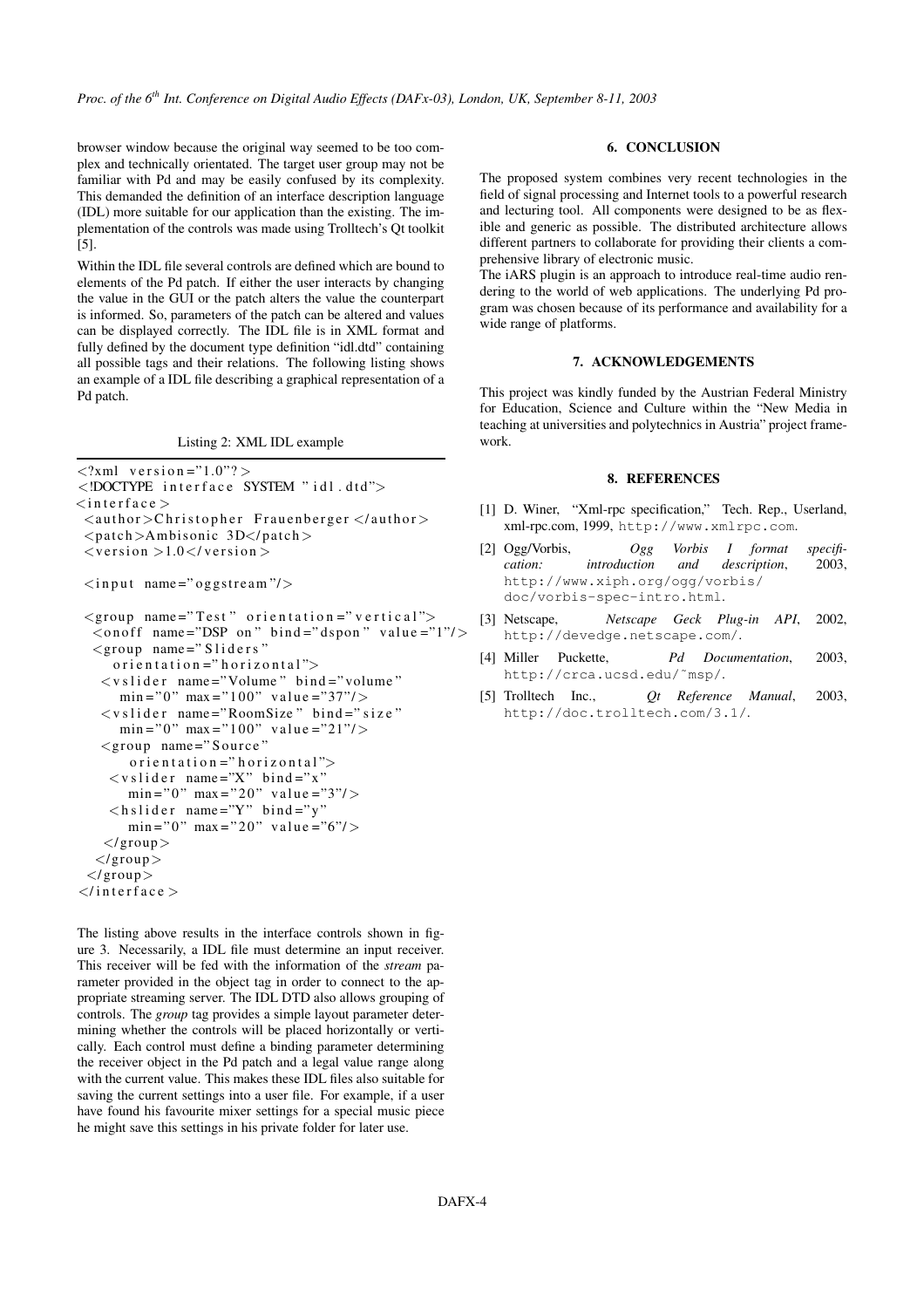browser window because the original way seemed to be too complex and technically orientated. The target user group may not be familiar with Pd and may be easily confused by its complexity. This demanded the definition of an interface description language (IDL) more suitable for our application than the existing. The implementation of the controls was made using Trolltech's Qt toolkit [5].

Within the IDL file several controls are defined which are bound to elements of the Pd patch. If either the user interacts by changing the value in the GUI or the patch alters the value the counterpart is informed. So, parameters of the patch can be altered and values can be displayed correctly. The IDL file is in XML format and fully defined by the document type definition "idl.dtd" containing all possible tags and their relations. The following listing shows an example of a IDL file describing a graphical representation of a Pd patch.

Listing 2: XML IDL example

```
<?xml version="1.0"?>
<!DOCTYPE interface SYSTEM "idl.dtd">
<interface>
 <author>Christopher Frauenberger</author>
 <patch>Ambisonic 3D</patch>
 <version>1.0</version>

 <input name="oggstream"/>

 <group name="Test" orientation="vertical">
  <onoff name="DSP on" bind="dspon" value="1"/>
  <group name="Sliders"
     orientation="horizontal">
   <vslider name="Volume" bind="volume"
      min="0" max="100" value="37"/>
   <vslider name="RoomSize" bind="size"
      min="0" max="100" value="21"/>
   <group name="Source"
       orientation="horizontal">
    <vslider name="X" bind="x"
       min="0" max="20" value="3"/>
    <hslider name="Y" bind="y"
       min="0" max="20" value="6"/>
   </group>
  </group>
 </group>
</interface>
```

The listing above results in the interface controls shown in figure 3. Necessarily, a IDL file must determine an input receiver. This receiver will be fed with the information of the *stream* parameter provided in the object tag in order to connect to the appropriate streaming server. The IDL DTD also allows grouping of controls. The *group* tag provides a simple layout parameter determining whether the controls will be placed horizontally or vertically. Each control must define a binding parameter determining the receiver object in the Pd patch and a legal value range along with the current value. This makes these IDL files also suitable for saving the current settings into a user file. For example, if a user have found his favourite mixer settings for a special music piece he might save this settings in his private folder for later use.

## 6. CONCLUSION

The proposed system combines very recent technologies in the field of signal processing and Internet tools to a powerful research and lecturing tool. All components were designed to be as flexible and generic as possible. The distributed architecture allows different partners to collaborate for providing their clients a comprehensive library of electronic music.

The iARS plugin is an approach to introduce real-time audio rendering to the world of web applications. The underlying Pd program was chosen because of its performance and availability for a wide range of platforms.

## 7. ACKNOWLEDGEMENTS

This project was kindly funded by the Austrian Federal Ministry for Education, Science and Culture within the "New Media in teaching at universities and polytechnics in Austria" project framework.

## 8. REFERENCES

[1] D. Winer, "Xml-rpc specification," Tech. Rep., Userland, xml-rpc.com, 1999, http://www.xmlrpc.com.

[2] Ogg/Vorbis, *Ogg Vorbis I format specification: introduction and description*, 2003, http://www.xiph.org/ogg/vorbis/doc/vorbis-spec-intro.html.

[3] Netscape, *Netscape Geck Plug-in API*, 2002, http://devedge.netscape.com/.

[4] Miller Puckette, *Pd Documentation*, 2003, http://crca.ucsd.edu/˜msp/.

[5] Trolltech Inc., *Qt Reference Manual*, 2003, http://doc.trolltech.com/3.1/.